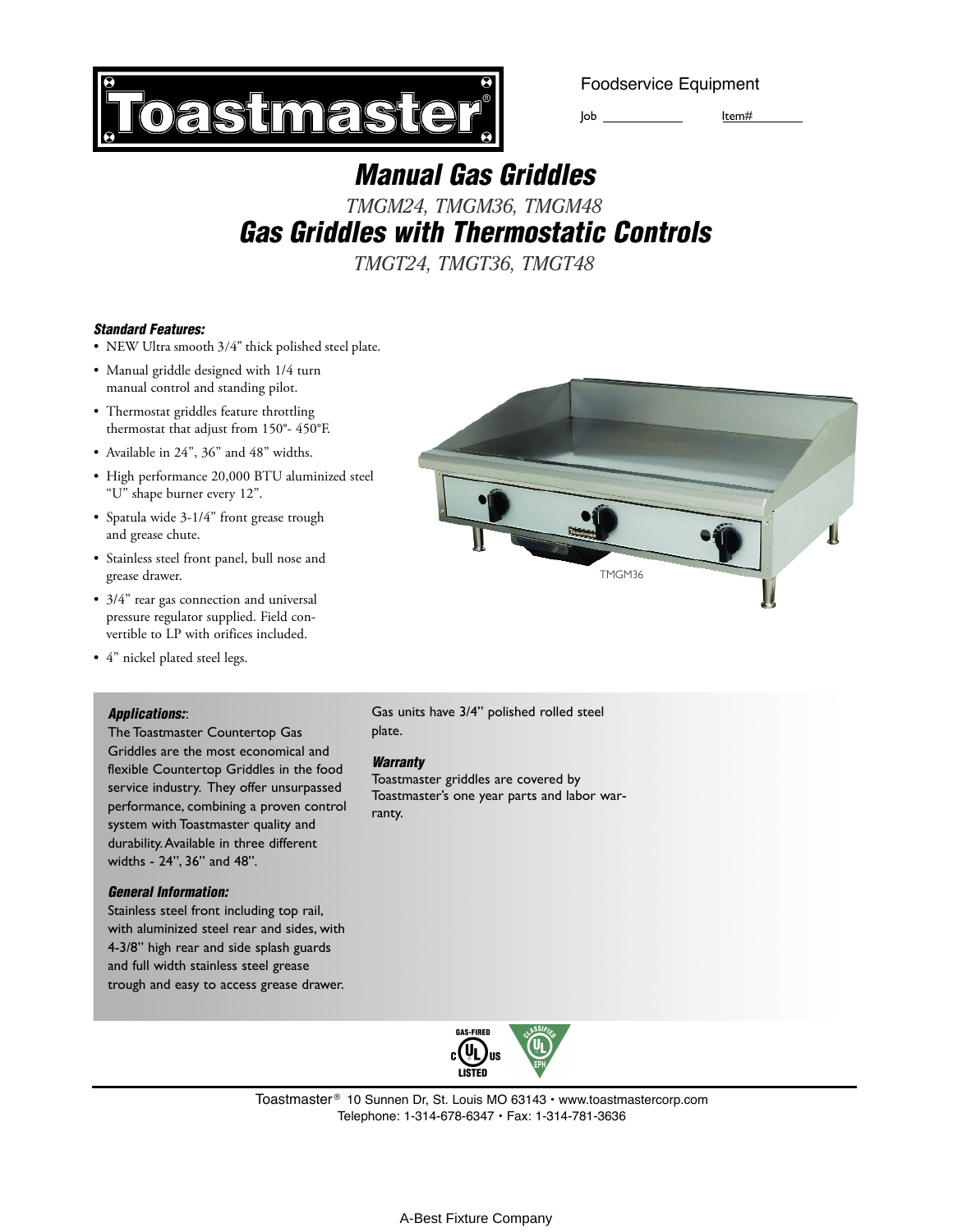Toastmaster®

Foodservice Equipment

Job ____________ Item# ________

# Manual Gas Griddles

*TMGM24, TMGM36, TMGM48*

# Gas Griddles with Thermostatic Controls

*TMGT24, TMGT36, TMGT48*

### *Standard Features:*

- NEW Ultra smooth 3/4" thick polished steel plate.
- Manual griddle designed with 1/4 turn manual control and standing pilot.
- Thermostat griddles feature throttling thermostat that adjust from 150°- 450°F.
- Available in 24", 36" and 48" widths.
- High performance 20,000 BTU aluminized steel "U" shape burner every 12".
- Spatula wide 3-1/4" front grease trough and grease chute.
- Stainless steel front panel, bull nose and grease drawer.
- 3/4" rear gas connection and universal pressure regulator supplied. Field convertible to LP with orifices included.
- 4" nickel plated steel legs.

TMGM36

### *Applications:*:

The Toastmaster Countertop Gas Griddles are the most economical and flexible Countertop Griddles in the food service industry. They offer unsurpassed performance, combining a proven control system with Toastmaster quality and durability. Available in three different widths - 24", 36" and 48".

### *General Information:*

Stainless steel front including top rail, with aluminized steel rear and sides, with 4-3/8" high rear and side splash guards and full width stainless steel grease trough and easy to access grease drawer.

Gas units have 3/4" polished rolled steel plate.

### *Warranty*

Toastmaster griddles are covered by Toastmaster's one year parts and labor warranty.

GAS-FIRED c UL us LISTED

CLASSIFIED UL EPH

Toastmaster® 10 Sunnen Dr, St. Louis MO 63143 • www.toastmastercorp.com
Telephone: 1-314-678-6347 • Fax: 1-314-781-3636

A-Best Fixture Company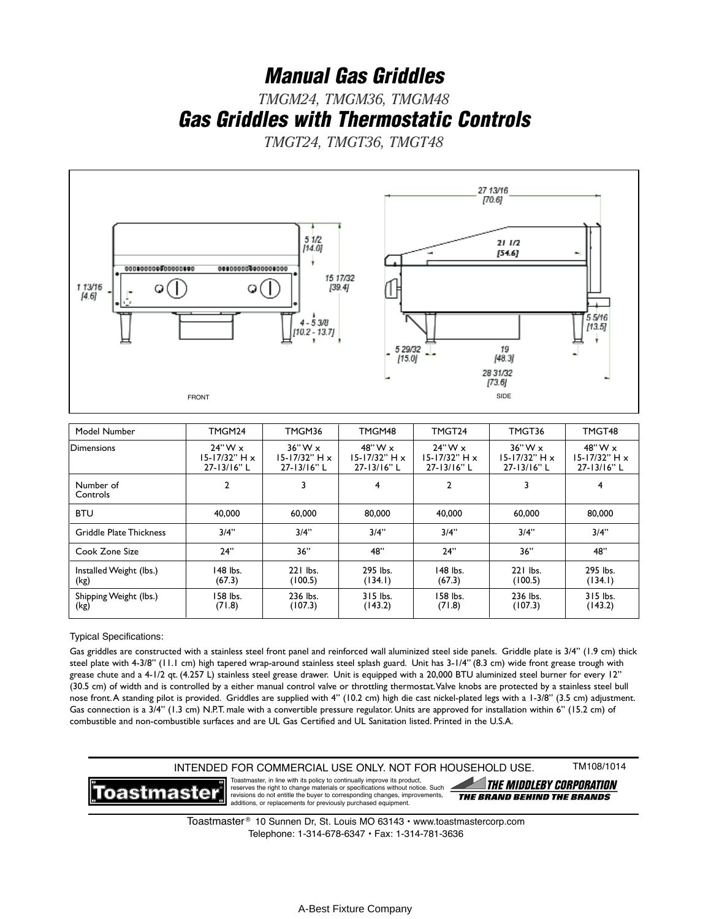# *Manual Gas Griddles*

*TMGM24, TMGM36, TMGM48*

# *Gas Griddles with Thermostatic Controls*

*TMGT24, TMGT36, TMGT48*

5 1/2
[14.0]
1 13/16
[4.6]
15 17/32
[39.4]
4 - 5 3/8
[10.2 - 13.7]
FRONT

27 13/16
[70.6]
21 1/2
[54.6]
5 5/16
[13.5]
5 29/32
[15.0]
19
[48.3]
28 31/32
[73.6]
SIDE

| Model Number | TMGM24 | TMGM36 | TMGM48 | TMGT24 | TMGT36 | TMGT48 |
|---|---|---|---|---|---|---|
| Dimensions | 24" W x 15-17/32" H x 27-13/16" L | 36" W x 15-17/32" H x 27-13/16" L | 48" W x 15-17/32" H x 27-13/16" L | 24" W x 15-17/32" H x 27-13/16" L | 36" W x 15-17/32" H x 27-13/16" L | 48" W x 15-17/32" H x 27-13/16" L |
| Number of Controls | 2 | 3 | 4 | 2 | 3 | 4 |
| BTU | 40,000 | 60,000 | 80,000 | 40,000 | 60,000 | 80,000 |
| Griddle Plate Thickness | 3/4" | 3/4" | 3/4" | 3/4" | 3/4" | 3/4" |
| Cook Zone Size | 24" | 36" | 48" | 24" | 36" | 48" |
| Installed Weight (lbs.) (kg) | 148 lbs. (67.3) | 221 lbs. (100.5) | 295 lbs. (134.1) | 148 lbs. (67.3) | 221 lbs. (100.5) | 295 lbs. (134.1) |
| Shipping Weight (lbs.) (kg) | 158 lbs. (71.8) | 236 lbs. (107.3) | 315 lbs. (143.2) | 158 lbs. (71.8) | 236 lbs. (107.3) | 315 lbs. (143.2) |

Typical Specifications:

Gas griddles are constructed with a stainless steel front panel and reinforced wall aluminized steel side panels. Griddle plate is 3/4" (1.9 cm) thick steel plate with 4-3/8" (11.1 cm) high tapered wrap-around stainless steel splash guard. Unit has 3-1/4" (8.3 cm) wide front grease trough with grease chute and a 4-1/2 qt. (4.257 L) stainless steel grease drawer. Unit is equipped with a 20,000 BTU aluminized steel burner for every 12" (30.5 cm) of width and is controlled by a either manual control valve or throttling thermostat. Valve knobs are protected by a stainless steel bull nose front. A standing pilot is provided. Griddles are supplied with 4" (10.2 cm) high die cast nickel-plated legs with a 1-3/8" (3.5 cm) adjustment. Gas connection is a 3/4" (1.3 cm) N.P.T. male with a convertible pressure regulator. Units are approved for installation within 6" (15.2 cm) of combustible and non-combustible surfaces and are UL Gas Certified and UL Sanitation listed. Printed in the U.S.A.

INTENDED FOR COMMERCIAL USE ONLY. NOT FOR HOUSEHOLD USE.

TM108/1014

Toastmaster

Toastmaster, in line with its policy to continually improve its product, reserves the right to change materials or specifications without notice. Such revisions do not entitle the buyer to corresponding changes, improvements, additions, or replacements for previously purchased equipment.

THE MIDDLEBY CORPORATION
THE BRAND BEHIND THE BRANDS

Toastmaster® 10 Sunnen Dr, St. Louis MO 63143 • www.toastmastercorp.com
Telephone: 1-314-678-6347 • Fax: 1-314-781-3636

A-Best Fixture Company